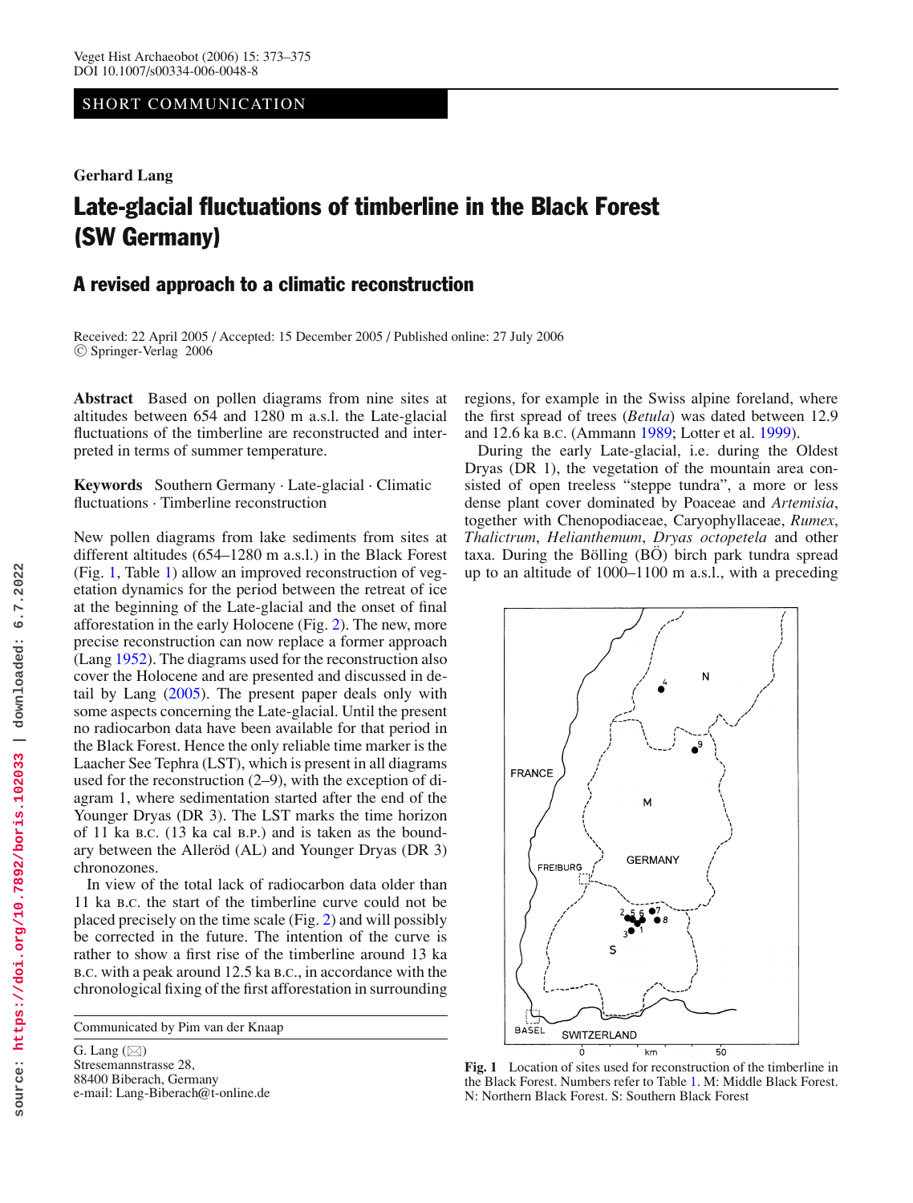SHORT COMMUNICATION

Gerhard Lang

# Late-glacial fluctuations of timberline in the Black Forest (SW Germany)

## A revised approach to a climatic reconstruction

Received: 22 April 2005 / Accepted: 15 December 2005 / Published online: 27 July 2006
© Springer-Verlag 2006

**Abstract** Based on pollen diagrams from nine sites at altitudes between 654 and 1280 m a.s.l. the Late-glacial fluctuations of the timberline are reconstructed and interpreted in terms of summer temperature.

**Keywords** Southern Germany · Late-glacial · Climatic fluctuations · Timberline reconstruction

New pollen diagrams from lake sediments from sites at different altitudes (654–1280 m a.s.l.) in the Black Forest (Fig. 1, Table 1) allow an improved reconstruction of vegetation dynamics for the period between the retreat of ice at the beginning of the Late-glacial and the onset of final afforestation in the early Holocene (Fig. 2). The new, more precise reconstruction can now replace a former approach (Lang 1952). The diagrams used for the reconstruction also cover the Holocene and are presented and discussed in detail by Lang (2005). The present paper deals only with some aspects concerning the Late-glacial. Until the present no radiocarbon data have been available for that period in the Black Forest. Hence the only reliable time marker is the Laacher See Tephra (LST), which is present in all diagrams used for the reconstruction (2–9), with the exception of diagram 1, where sedimentation started after the end of the Younger Dryas (DR 3). The LST marks the time horizon of 11 ka B.C. (13 ka cal B.P.) and is taken as the boundary between the Alleröd (AL) and Younger Dryas (DR 3) chronozones.

In view of the total lack of radiocarbon data older than 11 ka B.C. the start of the timberline curve could not be placed precisely on the time scale (Fig. 2) and will possibly be corrected in the future. The intention of the curve is rather to show a first rise of the timberline around 13 ka B.C. with a peak around 12.5 ka B.C., in accordance with the chronological fixing of the first afforestation in surrounding regions, for example in the Swiss alpine foreland, where the first spread of trees (*Betula*) was dated between 12.9 and 12.6 ka B.C. (Ammann 1989; Lotter et al. 1999).

During the early Late-glacial, i.e. during the Oldest Dryas (DR 1), the vegetation of the mountain area consisted of open treeless "steppe tundra", a more or less dense plant cover dominated by Poaceae and *Artemisia*, together with Chenopodiaceae, Caryophyllaceae, *Rumex*, *Thalictrum*, *Helianthemum*, *Dryas octopetela* and other taxa. During the Bölling (BÖ) birch park tundra spread up to an altitude of 1000–1100 m a.s.l., with a preceding

N
4
9
FRANCE
M
GERMANY
FREIBURG
2 5 6 7
1 8
3
S
BASEL
SWITZERLAND
0 km 50

**Fig. 1** Location of sites used for reconstruction of the timberline in the Black Forest. Numbers refer to Table 1. M: Middle Black Forest. N: Northern Black Forest. S: Southern Black Forest

Communicated by Pim van der Knaap

G. Lang (✉)
Stresemannstrasse 28,
88400 Biberach, Germany
e-mail: Lang-Biberach@t-online.de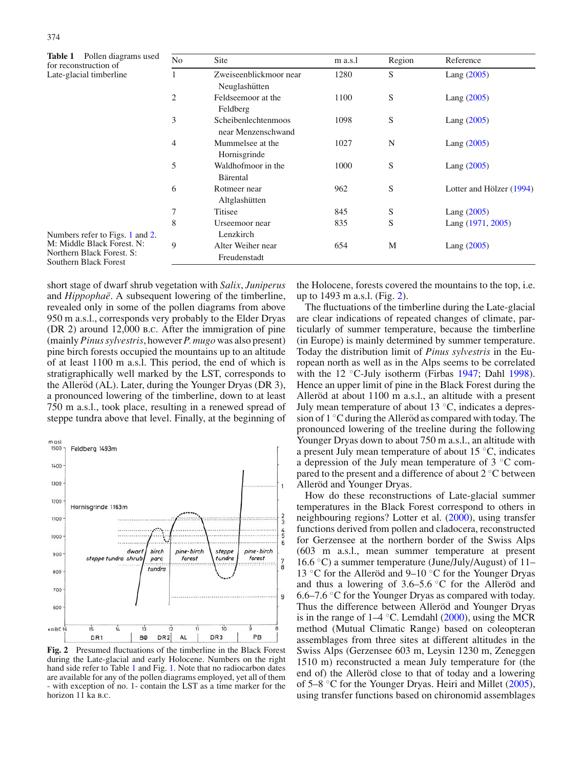**Table 1** Pollen diagrams used for reconstruction of Late-glacial timberline

| No | Site | m a.s.l | Region | Reference |
|---|---|---|---|---|
| 1 | Zweiseenblickmoor near Neuglashütten | 1280 | S | Lang (2005) |
| 2 | Feldseemoor at the Feldberg | 1100 | S | Lang (2005) |
| 3 | Scheibenlechtenmoos near Menzenschwand | 1098 | S | Lang (2005) |
| 4 | Mummelsee at the Hornisgrinde | 1027 | N | Lang (2005) |
| 5 | Waldhofmoor in the Bärental | 1000 | S | Lang (2005) |
| 6 | Rotmeer near Altglashütten | 962 | S | Lotter and Hölzer (1994) |
| 7 | Titisee | 845 | S | Lang (2005) |
| 8 | Urseemoor near Lenzkirch | 835 | S | Lang (1971, 2005) |
| 9 | Alter Weiher near Freudenstadt | 654 | M | Lang (2005) |

Numbers refer to Figs. 1 and 2. M: Middle Black Forest. N: Northern Black Forest. S: Southern Black Forest

short stage of dwarf shrub vegetation with *Salix*, *Juniperus* and *Hippophaë*. A subsequent lowering of the timberline, revealed only in some of the pollen diagrams from above 950 m a.s.l., corresponds very probably to the Elder Dryas (DR 2) around 12,000 B.C. After the immigration of pine (mainly *Pinus sylvestris*, however *P. mugo* was also present) pine birch forests occupied the mountains up to an altitude of at least 1100 m a.s.l. This period, the end of which is stratigraphically well marked by the LST, corresponds to the Alleröd (AL). Later, during the Younger Dryas (DR 3), a pronounced lowering of the timberline, down to at least 750 m a.s.l., took place, resulting in a renewed spread of steppe tundra above that level. Finally, at the beginning of the Holocene, forests covered the mountains to the top, i.e. up to 1493 m a.s.l. (Fig. 2).

masl
1500 Feldberg 1493m
1400
1300
1200 Hornisgrinde 1163m
1100
1000
900
800
700
600
steppe tundra, dwarf shrub, birch parc, tundra, pine-birch forest, steppe tundra, pine-birch forest
1, 2, 3, 4, 5, 6, 7, 8, 9
kaBC 16 15 14 13 12 11 10 9 8
DR1, BØ, DR2, AL, DR3, PB

**Fig. 2** Presumed fluctuations of the timberline in the Black Forest during the Late-glacial and early Holocene. Numbers on the right hand side refer to Table 1 and Fig. 1. Note that no radiocarbon dates are available for any of the pollen diagrams employed, yet all of them - with exception of no. 1- contain the LST as a time marker for the horizon 11 ka B.C.

The fluctuations of the timberline during the Late-glacial are clear indications of repeated changes of climate, particularly of summer temperature, because the timberline (in Europe) is mainly determined by summer temperature. Today the distribution limit of *Pinus sylvestris* in the European north as well as in the Alps seems to be correlated with the 12 °C-July isotherm (Firbas 1947; Dahl 1998). Hence an upper limit of pine in the Black Forest during the Alleröd at about 1100 m a.s.l., an altitude with a present July mean temperature of about 13 °C, indicates a depression of 1 °C during the Alleröd as compared with today. The pronounced lowering of the treeline during the following Younger Dryas down to about 750 m a.s.l., an altitude with a present July mean temperature of about 15 °C, indicates a depression of the July mean temperature of 3 °C compared to the present and a difference of about 2 °C between Alleröd and Younger Dryas.

How do these reconstructions of Late-glacial summer temperatures in the Black Forest correspond to others in neighbouring regions? Lotter et al. (2000), using transfer functions derived from pollen and cladocera, reconstructed for Gerzensee at the northern border of the Swiss Alps (603 m a.s.l., mean summer temperature at present 16.6 °C) a summer temperature (June/July/August) of 11–13 °C for the Alleröd and 9–10 °C for the Younger Dryas and thus a lowering of 3.6–5.6 °C for the Alleröd and 6.6–7.6 °C for the Younger Dryas as compared with today. Thus the difference between Alleröd and Younger Dryas is in the range of 1–4 °C. Lemdahl (2000), using the MCR method (Mutual Climatic Range) based on coleopteran assemblages from three sites at different altitudes in the Swiss Alps (Gerzensee 603 m, Leysin 1230 m, Zeneggen 1510 m) reconstructed a mean July temperature for (the end of) the Alleröd close to that of today and a lowering of 5–8 °C for the Younger Dryas. Heiri and Millet (2005), using transfer functions based on chironomid assemblages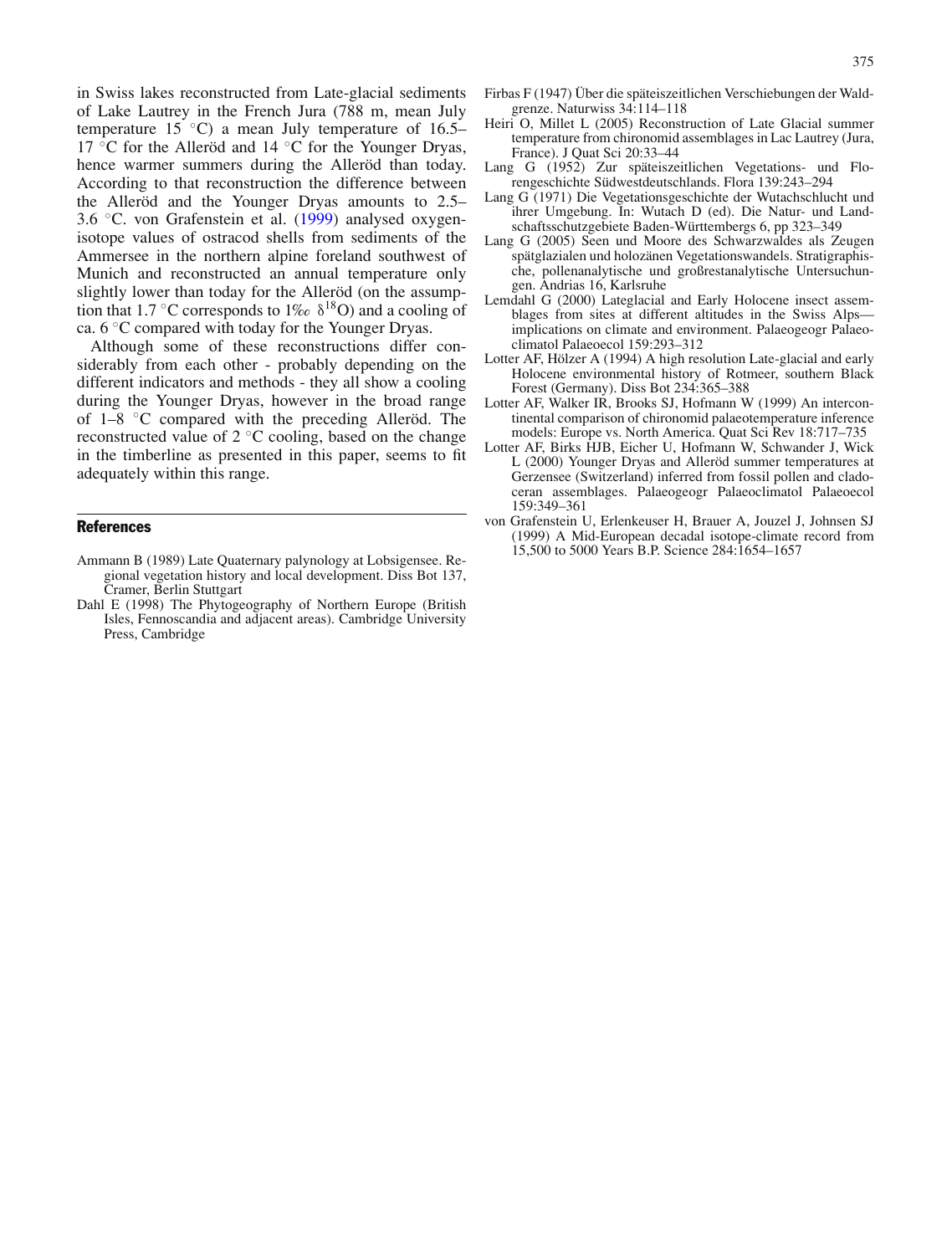in Swiss lakes reconstructed from Late-glacial sediments of Lake Lautrey in the French Jura (788 m, mean July temperature 15 °C) a mean July temperature of 16.5–17 °C for the Alleröd and 14 °C for the Younger Dryas, hence warmer summers during the Alleröd than today. According to that reconstruction the difference between the Alleröd and the Younger Dryas amounts to 2.5–3.6 °C. von Grafenstein et al. (1999) analysed oxygen-isotope values of ostracod shells from sediments of the Ammersee in the northern alpine foreland southwest of Munich and reconstructed an annual temperature only slightly lower than today for the Alleröd (on the assumption that 1.7 °C corresponds to 1‰ $\delta^{18}O$) and a cooling of ca. 6 °C compared with today for the Younger Dryas.

Although some of these reconstructions differ considerably from each other - probably depending on the different indicators and methods - they all show a cooling during the Younger Dryas, however in the broad range of 1–8 °C compared with the preceding Alleröd. The reconstructed value of 2 °C cooling, based on the change in the timberline as presented in this paper, seems to fit adequately within this range.

## References

Ammann B (1989) Late Quaternary palynology at Lobsigensee. Regional vegetation history and local development. Diss Bot 137, Cramer, Berlin Stuttgart

Dahl E (1998) The Phytogeography of Northern Europe (British Isles, Fennoscandia and adjacent areas). Cambridge University Press, Cambridge

Firbas F (1947) Über die späteiszeitlichen Verschiebungen der Waldgrenze. Naturwiss 34:114–118

Heiri O, Millet L (2005) Reconstruction of Late Glacial summer temperature from chironomid assemblages in Lac Lautrey (Jura, France). J Quat Sci 20:33–44

Lang G (1952) Zur späteiszeitlichen Vegetations- und Florengeschichte Südwestdeutschlands. Flora 139:243–294

Lang G (1971) Die Vegetationsgeschichte der Wutachschlucht und ihrer Umgebung. In: Wutach D (ed). Die Natur- und Landschaftsschutzgebiete Baden-Württembergs 6, pp 323–349

Lang G (2005) Seen und Moore des Schwarzwaldes als Zeugen spätglazialen und holozänen Vegetationswandels. Stratigraphische, pollenanalytische und großrestanalytische Untersuchungen. Andrias 16, Karlsruhe

Lemdahl G (2000) Lateglacial and Early Holocene insect assemblages from sites at different altitudes in the Swiss Alps—implications on climate and environment. Palaeogeogr Palaeoclimatol Palaeoecol 159:293–312

Lotter AF, Hölzer A (1994) A high resolution Late-glacial and early Holocene environmental history of Rotmeer, southern Black Forest (Germany). Diss Bot 234:365–388

Lotter AF, Walker IR, Brooks SJ, Hofmann W (1999) An intercontinental comparison of chironomid palaeotemperature inference models: Europe vs. North America. Quat Sci Rev 18:717–735

Lotter AF, Birks HJB, Eicher U, Hofmann W, Schwander J, Wick L (2000) Younger Dryas and Alleröd summer temperatures at Gerzensee (Switzerland) inferred from fossil pollen and cladoceran assemblages. Palaeogeogr Palaeoclimatol Palaeoecol 159:349–361

von Grafenstein U, Erlenkeuser H, Brauer A, Jouzel J, Johnsen SJ (1999) A Mid-European decadal isotope-climate record from 15,500 to 5000 Years B.P. Science 284:1654–1657